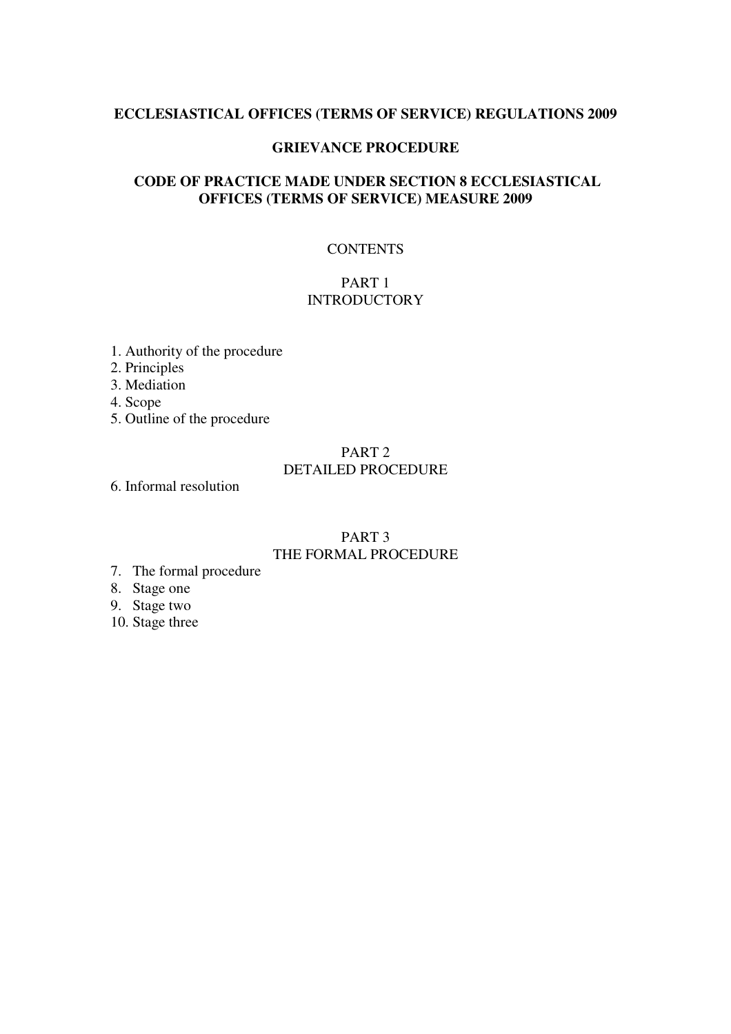**ECCLESIASTICAL OFFICES (TERMS OF SERVICE) REGULATIONS 2009**

**GRIEVANCE PROCEDURE**

**CODE OF PRACTICE MADE UNDER SECTION 8 ECCLESIASTICAL OFFICES (TERMS OF SERVICE) MEASURE 2009**

CONTENTS

PART 1
INTRODUCTORY

1. Authority of the procedure
2. Principles
3. Mediation
4. Scope
5. Outline of the procedure

PART 2
DETAILED PROCEDURE

6. Informal resolution

PART 3
THE FORMAL PROCEDURE

7. The formal procedure
8. Stage one
9. Stage two
10. Stage three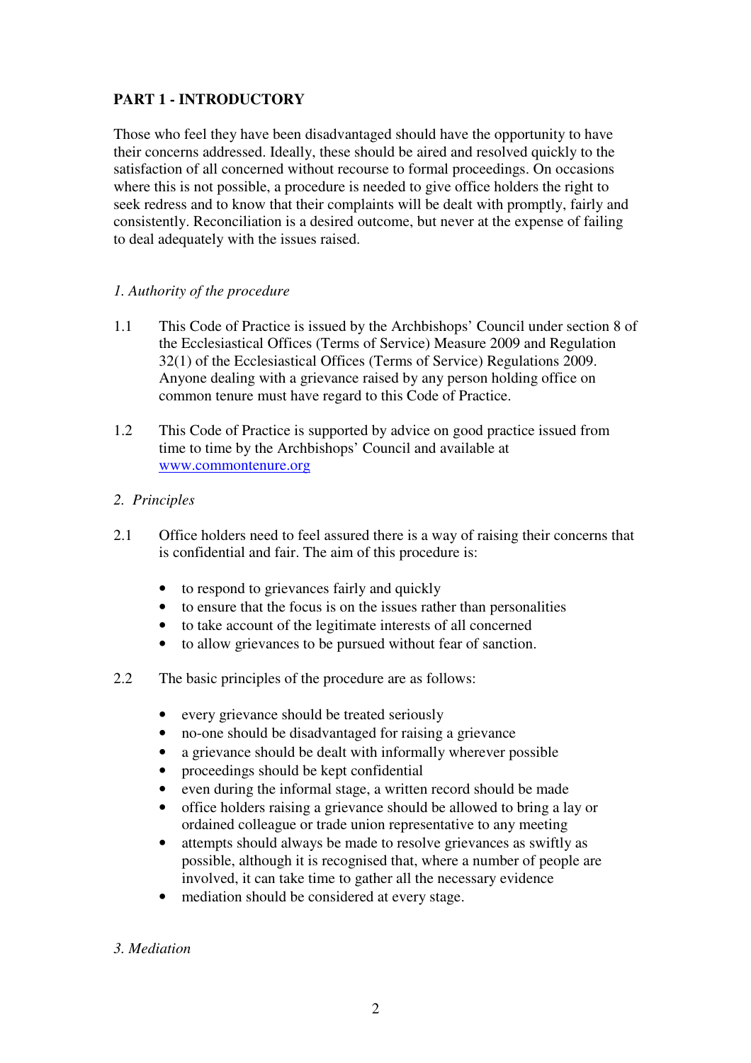## PART 1 - INTRODUCTORY

Those who feel they have been disadvantaged should have the opportunity to have their concerns addressed. Ideally, these should be aired and resolved quickly to the satisfaction of all concerned without recourse to formal proceedings. On occasions where this is not possible, a procedure is needed to give office holders the right to seek redress and to know that their complaints will be dealt with promptly, fairly and consistently. Reconciliation is a desired outcome, but never at the expense of failing to deal adequately with the issues raised.

### *1. Authority of the procedure*

1.1 This Code of Practice is issued by the Archbishops' Council under section 8 of the Ecclesiastical Offices (Terms of Service) Measure 2009 and Regulation 32(1) of the Ecclesiastical Offices (Terms of Service) Regulations 2009. Anyone dealing with a grievance raised by any person holding office on common tenure must have regard to this Code of Practice.

1.2 This Code of Practice is supported by advice on good practice issued from time to time by the Archbishops' Council and available at [www.commontenure.org](http://www.commontenure.org)

### *2. Principles*

2.1 Office holders need to feel assured there is a way of raising their concerns that is confidential and fair. The aim of this procedure is:

- to respond to grievances fairly and quickly
- to ensure that the focus is on the issues rather than personalities
- to take account of the legitimate interests of all concerned
- to allow grievances to be pursued without fear of sanction.

2.2 The basic principles of the procedure are as follows:

- every grievance should be treated seriously
- no-one should be disadvantaged for raising a grievance
- a grievance should be dealt with informally wherever possible
- proceedings should be kept confidential
- even during the informal stage, a written record should be made
- office holders raising a grievance should be allowed to bring a lay or ordained colleague or trade union representative to any meeting
- attempts should always be made to resolve grievances as swiftly as possible, although it is recognised that, where a number of people are involved, it can take time to gather all the necessary evidence
- mediation should be considered at every stage.

### *3. Mediation*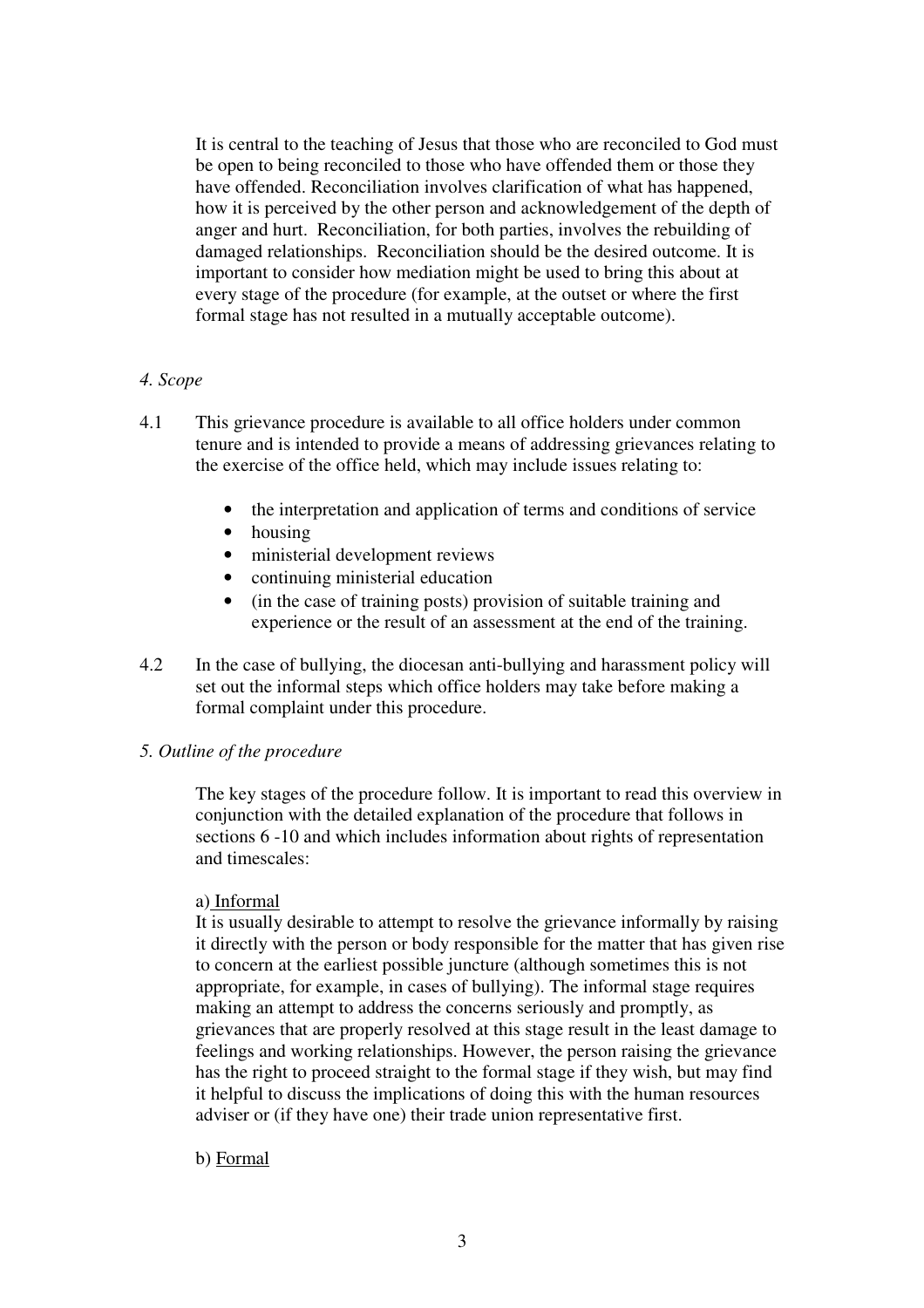It is central to the teaching of Jesus that those who are reconciled to God must be open to being reconciled to those who have offended them or those they have offended. Reconciliation involves clarification of what has happened, how it is perceived by the other person and acknowledgement of the depth of anger and hurt. Reconciliation, for both parties, involves the rebuilding of damaged relationships. Reconciliation should be the desired outcome. It is important to consider how mediation might be used to bring this about at every stage of the procedure (for example, at the outset or where the first formal stage has not resulted in a mutually acceptable outcome).

### *4. Scope*

4.1 This grievance procedure is available to all office holders under common tenure and is intended to provide a means of addressing grievances relating to the exercise of the office held, which may include issues relating to:

- the interpretation and application of terms and conditions of service
- housing
- ministerial development reviews
- continuing ministerial education
- (in the case of training posts) provision of suitable training and experience or the result of an assessment at the end of the training.

4.2 In the case of bullying, the diocesan anti-bullying and harassment policy will set out the informal steps which office holders may take before making a formal complaint under this procedure.

### *5. Outline of the procedure*

The key stages of the procedure follow. It is important to read this overview in conjunction with the detailed explanation of the procedure that follows in sections 6 -10 and which includes information about rights of representation and timescales:

a) <u>Informal</u>
It is usually desirable to attempt to resolve the grievance informally by raising it directly with the person or body responsible for the matter that has given rise to concern at the earliest possible juncture (although sometimes this is not appropriate, for example, in cases of bullying). The informal stage requires making an attempt to address the concerns seriously and promptly, as grievances that are properly resolved at this stage result in the least damage to feelings and working relationships. However, the person raising the grievance has the right to proceed straight to the formal stage if they wish, but may find it helpful to discuss the implications of doing this with the human resources adviser or (if they have one) their trade union representative first.

b) <u>Formal</u>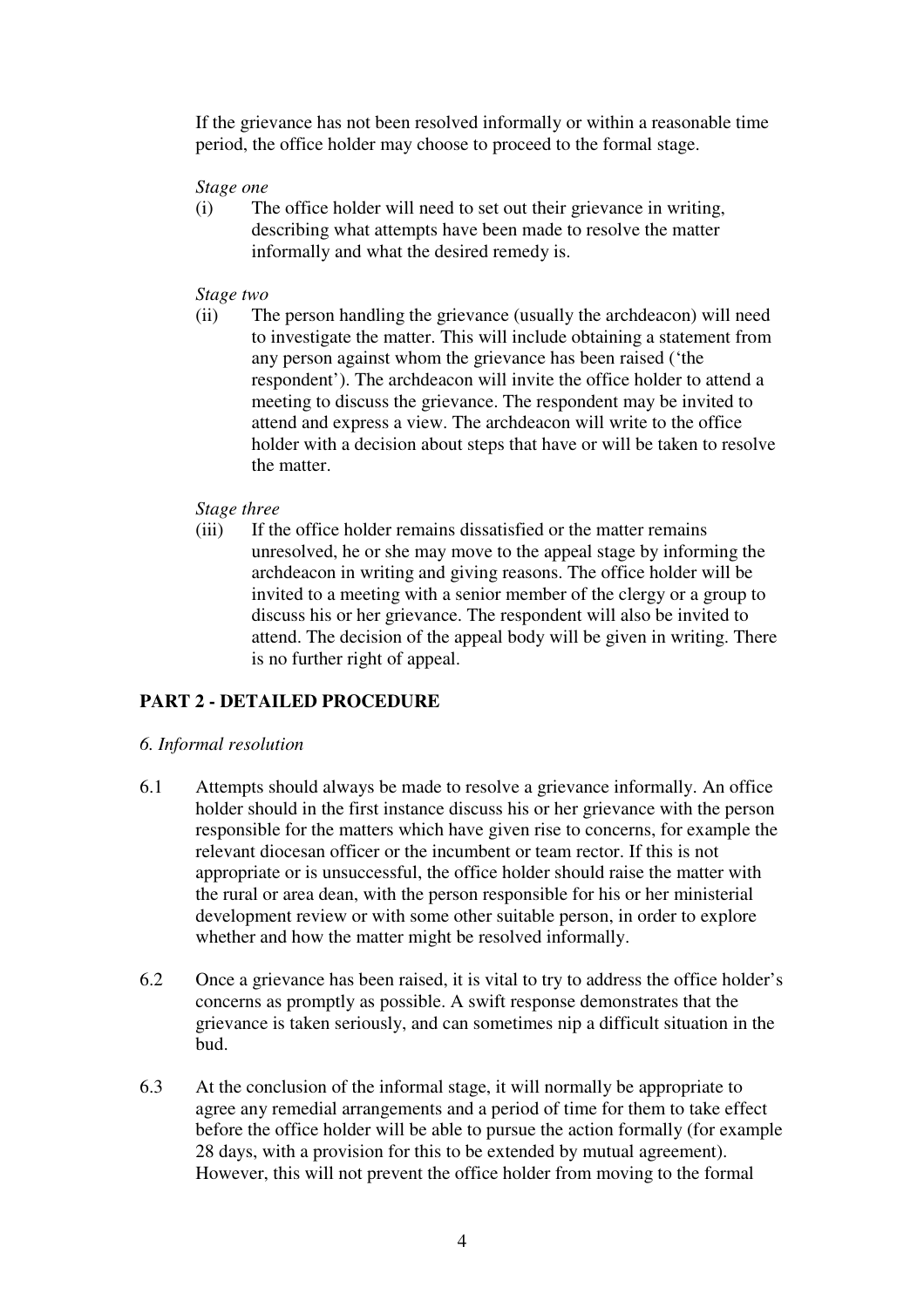If the grievance has not been resolved informally or within a reasonable time period, the office holder may choose to proceed to the formal stage.

*Stage one*

(i) The office holder will need to set out their grievance in writing, describing what attempts have been made to resolve the matter informally and what the desired remedy is.

*Stage two*

(ii) The person handling the grievance (usually the archdeacon) will need to investigate the matter. This will include obtaining a statement from any person against whom the grievance has been raised ('the respondent'). The archdeacon will invite the office holder to attend a meeting to discuss the grievance. The respondent may be invited to attend and express a view. The archdeacon will write to the office holder with a decision about steps that have or will be taken to resolve the matter.

*Stage three*

(iii) If the office holder remains dissatisfied or the matter remains unresolved, he or she may move to the appeal stage by informing the archdeacon in writing and giving reasons. The office holder will be invited to a meeting with a senior member of the clergy or a group to discuss his or her grievance. The respondent will also be invited to attend. The decision of the appeal body will be given in writing. There is no further right of appeal.

## PART 2 - DETAILED PROCEDURE

*6. Informal resolution*

6.1 Attempts should always be made to resolve a grievance informally. An office holder should in the first instance discuss his or her grievance with the person responsible for the matters which have given rise to concerns, for example the relevant diocesan officer or the incumbent or team rector. If this is not appropriate or is unsuccessful, the office holder should raise the matter with the rural or area dean, with the person responsible for his or her ministerial development review or with some other suitable person, in order to explore whether and how the matter might be resolved informally.

6.2 Once a grievance has been raised, it is vital to try to address the office holder's concerns as promptly as possible. A swift response demonstrates that the grievance is taken seriously, and can sometimes nip a difficult situation in the bud.

6.3 At the conclusion of the informal stage, it will normally be appropriate to agree any remedial arrangements and a period of time for them to take effect before the office holder will be able to pursue the action formally (for example 28 days, with a provision for this to be extended by mutual agreement). However, this will not prevent the office holder from moving to the formal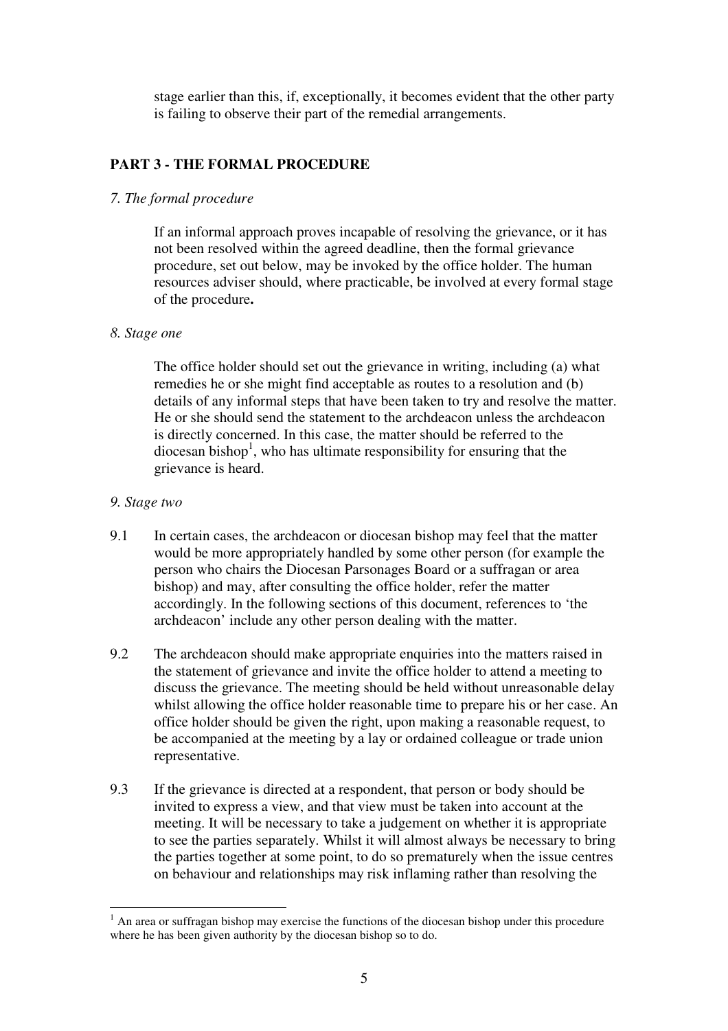stage earlier than this, if, exceptionally, it becomes evident that the other party is failing to observe their part of the remedial arrangements.

## PART 3 - THE FORMAL PROCEDURE

*7. The formal procedure*

If an informal approach proves incapable of resolving the grievance, or it has not been resolved within the agreed deadline, then the formal grievance procedure, set out below, may be invoked by the office holder. The human resources adviser should, where practicable, be involved at every formal stage of the procedure**.**

*8. Stage one*

The office holder should set out the grievance in writing, including (a) what remedies he or she might find acceptable as routes to a resolution and (b) details of any informal steps that have been taken to try and resolve the matter. He or she should send the statement to the archdeacon unless the archdeacon is directly concerned. In this case, the matter should be referred to the diocesan bishop[1], who has ultimate responsibility for ensuring that the grievance is heard.

*9. Stage two*

9.1 In certain cases, the archdeacon or diocesan bishop may feel that the matter would be more appropriately handled by some other person (for example the person who chairs the Diocesan Parsonages Board or a suffragan or area bishop) and may, after consulting the office holder, refer the matter accordingly. In the following sections of this document, references to 'the archdeacon' include any other person dealing with the matter.

9.2 The archdeacon should make appropriate enquiries into the matters raised in the statement of grievance and invite the office holder to attend a meeting to discuss the grievance. The meeting should be held without unreasonable delay whilst allowing the office holder reasonable time to prepare his or her case. An office holder should be given the right, upon making a reasonable request, to be accompanied at the meeting by a lay or ordained colleague or trade union representative.

9.3 If the grievance is directed at a respondent, that person or body should be invited to express a view, and that view must be taken into account at the meeting. It will be necessary to take a judgement on whether it is appropriate to see the parties separately. Whilst it will almost always be necessary to bring the parties together at some point, to do so prematurely when the issue centres on behaviour and relationships may risk inflaming rather than resolving the

---

[1] An area or suffragan bishop may exercise the functions of the diocesan bishop under this procedure where he has been given authority by the diocesan bishop so to do.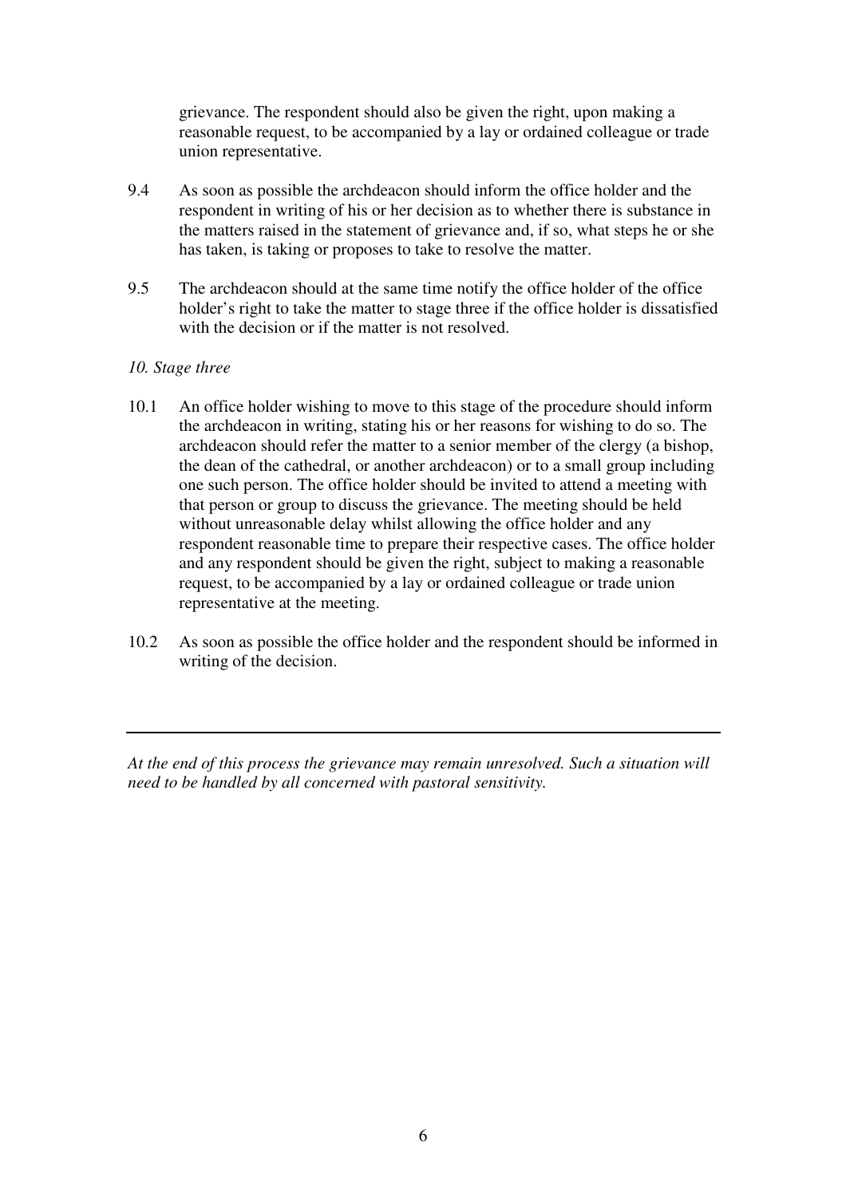grievance. The respondent should also be given the right, upon making a reasonable request, to be accompanied by a lay or ordained colleague or trade union representative.

9.4 As soon as possible the archdeacon should inform the office holder and the respondent in writing of his or her decision as to whether there is substance in the matters raised in the statement of grievance and, if so, what steps he or she has taken, is taking or proposes to take to resolve the matter.

9.5 The archdeacon should at the same time notify the office holder of the office holder's right to take the matter to stage three if the office holder is dissatisfied with the decision or if the matter is not resolved.

*10. Stage three*

10.1 An office holder wishing to move to this stage of the procedure should inform the archdeacon in writing, stating his or her reasons for wishing to do so. The archdeacon should refer the matter to a senior member of the clergy (a bishop, the dean of the cathedral, or another archdeacon) or to a small group including one such person. The office holder should be invited to attend a meeting with that person or group to discuss the grievance. The meeting should be held without unreasonable delay whilst allowing the office holder and any respondent reasonable time to prepare their respective cases. The office holder and any respondent should be given the right, subject to making a reasonable request, to be accompanied by a lay or ordained colleague or trade union representative at the meeting.

10.2 As soon as possible the office holder and the respondent should be informed in writing of the decision.

---

*At the end of this process the grievance may remain unresolved. Such a situation will need to be handled by all concerned with pastoral sensitivity.*